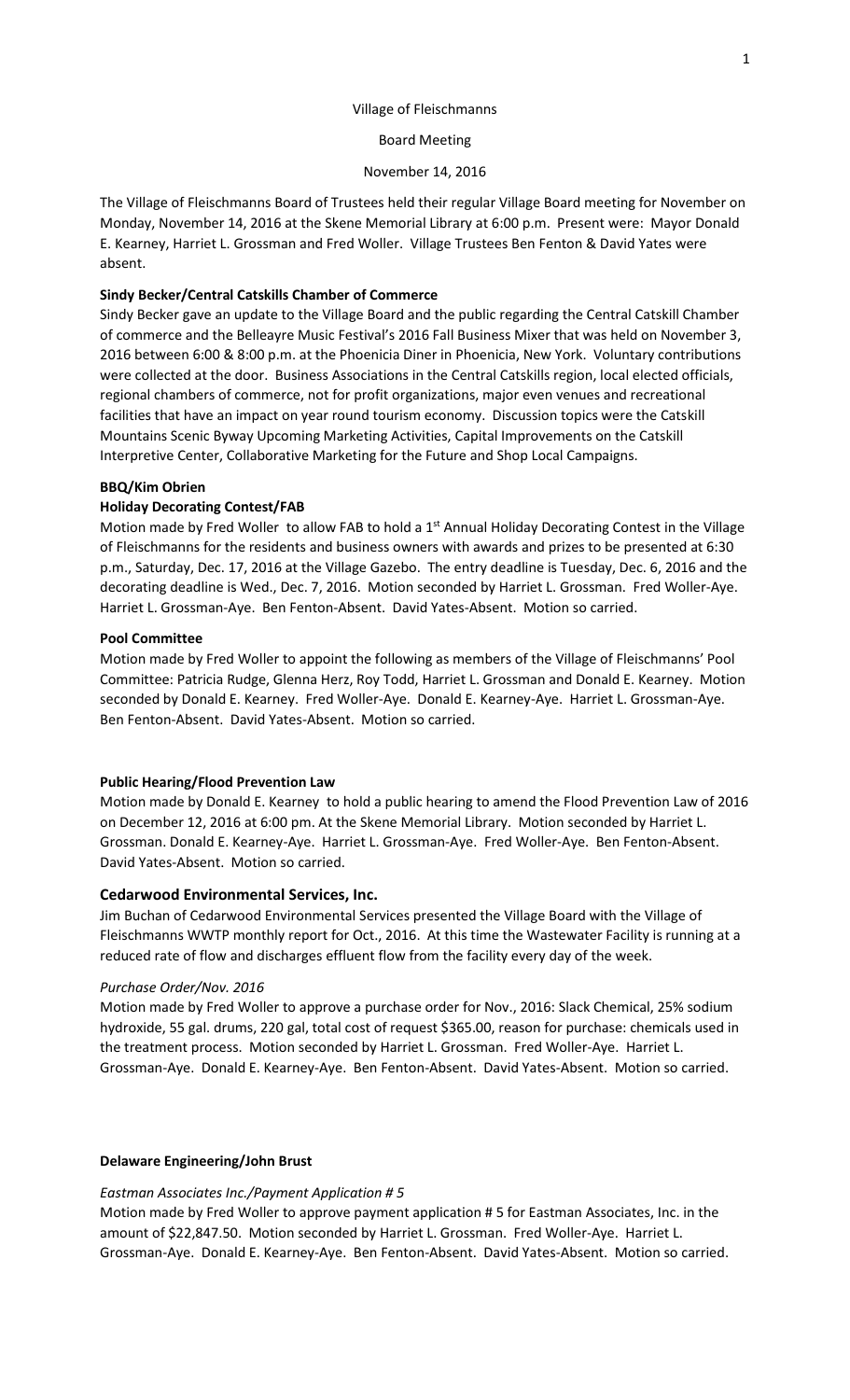Village of Fleischmanns

Board Meeting

November 14, 2016

The Village of Fleischmanns Board of Trustees held their regular Village Board meeting for November on Monday, November 14, 2016 at the Skene Memorial Library at 6:00 p.m. Present were: Mayor Donald E. Kearney, Harriet L. Grossman and Fred Woller. Village Trustees Ben Fenton & David Yates were absent.

**Sindy Becker/Central Catskills Chamber of Commerce**

Sindy Becker gave an update to the Village Board and the public regarding the Central Catskill Chamber of commerce and the Belleayre Music Festival's 2016 Fall Business Mixer that was held on November 3, 2016 between 6:00 & 8:00 p.m. at the Phoenicia Diner in Phoenicia, New York. Voluntary contributions were collected at the door. Business Associations in the Central Catskills region, local elected officials, regional chambers of commerce, not for profit organizations, major even venues and recreational facilities that have an impact on year round tourism economy. Discussion topics were the Catskill Mountains Scenic Byway Upcoming Marketing Activities, Capital Improvements on the Catskill Interpretive Center, Collaborative Marketing for the Future and Shop Local Campaigns.

**BBQ/Kim Obrien**

**Holiday Decorating Contest/FAB**

Motion made by Fred Woller to allow FAB to hold a 1st Annual Holiday Decorating Contest in the Village of Fleischmanns for the residents and business owners with awards and prizes to be presented at 6:30 p.m., Saturday, Dec. 17, 2016 at the Village Gazebo. The entry deadline is Tuesday, Dec. 6, 2016 and the decorating deadline is Wed., Dec. 7, 2016. Motion seconded by Harriet L. Grossman. Fred Woller-Aye. Harriet L. Grossman-Aye. Ben Fenton-Absent. David Yates-Absent. Motion so carried.

**Pool Committee**

Motion made by Fred Woller to appoint the following as members of the Village of Fleischmanns' Pool Committee: Patricia Rudge, Glenna Herz, Roy Todd, Harriet L. Grossman and Donald E. Kearney. Motion seconded by Donald E. Kearney. Fred Woller-Aye. Donald E. Kearney-Aye. Harriet L. Grossman-Aye. Ben Fenton-Absent. David Yates-Absent. Motion so carried.

**Public Hearing/Flood Prevention Law**

Motion made by Donald E. Kearney to hold a public hearing to amend the Flood Prevention Law of 2016 on December 12, 2016 at 6:00 pm. At the Skene Memorial Library. Motion seconded by Harriet L. Grossman. Donald E. Kearney-Aye. Harriet L. Grossman-Aye. Fred Woller-Aye. Ben Fenton-Absent. David Yates-Absent. Motion so carried.

## Cedarwood Environmental Services, Inc.

Jim Buchan of Cedarwood Environmental Services presented the Village Board with the Village of Fleischmanns WWTP monthly report for Oct., 2016. At this time the Wastewater Facility is running at a reduced rate of flow and discharges effluent flow from the facility every day of the week.

*Purchase Order/Nov. 2016*

Motion made by Fred Woller to approve a purchase order for Nov., 2016: Slack Chemical, 25% sodium hydroxide, 55 gal. drums, 220 gal, total cost of request $365.00, reason for purchase: chemicals used in the treatment process. Motion seconded by Harriet L. Grossman. Fred Woller-Aye. Harriet L. Grossman-Aye. Donald E. Kearney-Aye. Ben Fenton-Absent. David Yates-Absent. Motion so carried.

**Delaware Engineering/John Brust**

*Eastman Associates Inc./Payment Application # 5*

Motion made by Fred Woller to approve payment application # 5 for Eastman Associates, Inc. in the amount of $22,847.50. Motion seconded by Harriet L. Grossman. Fred Woller-Aye. Harriet L. Grossman-Aye. Donald E. Kearney-Aye. Ben Fenton-Absent. David Yates-Absent. Motion so carried.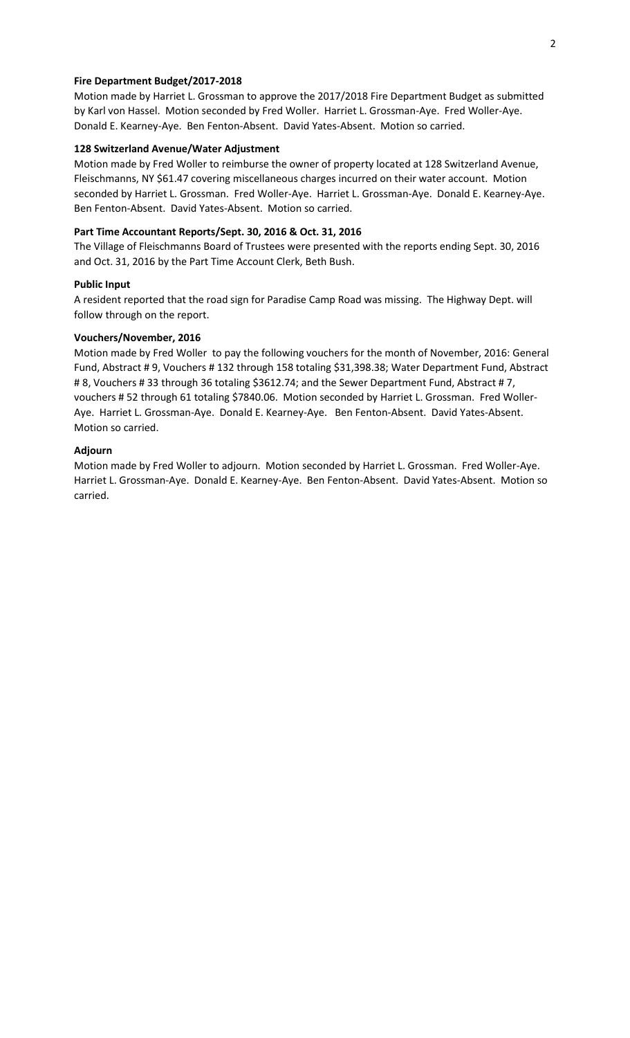**Fire Department Budget/2017-2018**

Motion made by Harriet L. Grossman to approve the 2017/2018 Fire Department Budget as submitted by Karl von Hassel. Motion seconded by Fred Woller. Harriet L. Grossman-Aye. Fred Woller-Aye. Donald E. Kearney-Aye. Ben Fenton-Absent. David Yates-Absent. Motion so carried.

**128 Switzerland Avenue/Water Adjustment**

Motion made by Fred Woller to reimburse the owner of property located at 128 Switzerland Avenue, Fleischmanns, NY $61.47 covering miscellaneous charges incurred on their water account. Motion seconded by Harriet L. Grossman. Fred Woller-Aye. Harriet L. Grossman-Aye. Donald E. Kearney-Aye. Ben Fenton-Absent. David Yates-Absent. Motion so carried.

**Part Time Accountant Reports/Sept. 30, 2016 & Oct. 31, 2016**

The Village of Fleischmanns Board of Trustees were presented with the reports ending Sept. 30, 2016 and Oct. 31, 2016 by the Part Time Account Clerk, Beth Bush.

**Public Input**

A resident reported that the road sign for Paradise Camp Road was missing. The Highway Dept. will follow through on the report.

**Vouchers/November, 2016**

Motion made by Fred Woller to pay the following vouchers for the month of November, 2016: General Fund, Abstract # 9, Vouchers # 132 through 158 totaling $31,398.38; Water Department Fund, Abstract # 8, Vouchers # 33 through 36 totaling $3612.74; and the Sewer Department Fund, Abstract # 7, vouchers # 52 through 61 totaling $7840.06. Motion seconded by Harriet L. Grossman. Fred Woller-Aye. Harriet L. Grossman-Aye. Donald E. Kearney-Aye. Ben Fenton-Absent. David Yates-Absent. Motion so carried.

**Adjourn**

Motion made by Fred Woller to adjourn. Motion seconded by Harriet L. Grossman. Fred Woller-Aye. Harriet L. Grossman-Aye. Donald E. Kearney-Aye. Ben Fenton-Absent. David Yates-Absent. Motion so carried.